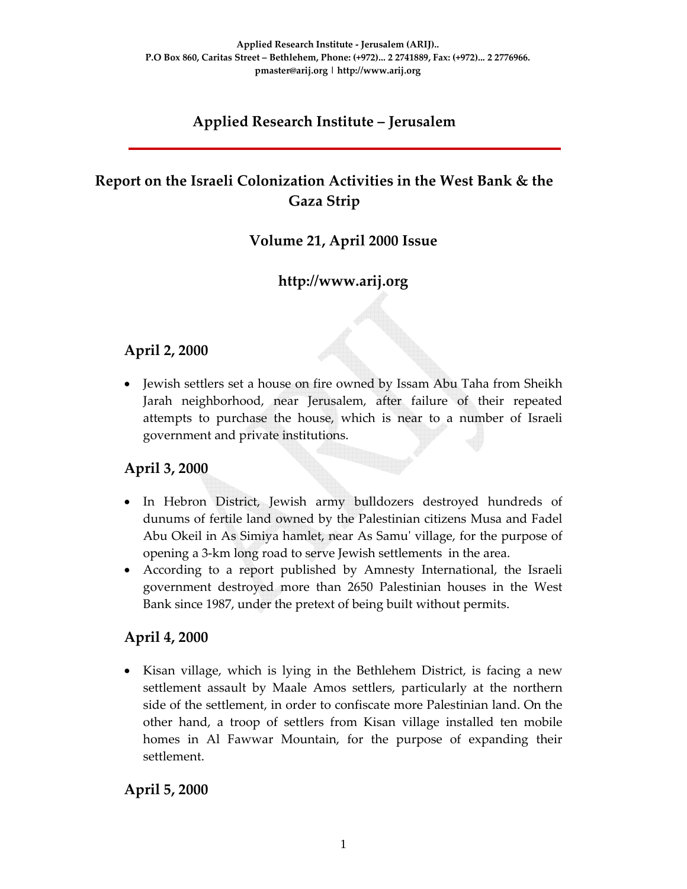Applied Research Institute - Jerusalem (ARIJ)..
P.O Box 860, Caritas Street – Bethlehem, Phone: (+972)... 2 2741889, Fax: (+972)... 2 2776966.
pmaster@arij.org | http://www.arij.org

# Applied Research Institute – Jerusalem

## Report on the Israeli Colonization Activities in the West Bank & the Gaza Strip

### Volume 21, April 2000 Issue

### http://www.arij.org

## April 2, 2000

- Jewish settlers set a house on fire owned by Issam Abu Taha from Sheikh Jarah neighborhood, near Jerusalem, after failure of their repeated attempts to purchase the house, which is near to a number of Israeli government and private institutions.

## April 3, 2000

- In Hebron District, Jewish army bulldozers destroyed hundreds of dunums of fertile land owned by the Palestinian citizens Musa and Fadel Abu Okeil in As Simiya hamlet, near As Samu' village, for the purpose of opening a 3-km long road to serve Jewish settlements in the area.
- According to a report published by Amnesty International, the Israeli government destroyed more than 2650 Palestinian houses in the West Bank since 1987, under the pretext of being built without permits.

## April 4, 2000

- Kisan village, which is lying in the Bethlehem District, is facing a new settlement assault by Maale Amos settlers, particularly at the northern side of the settlement, in order to confiscate more Palestinian land. On the other hand, a troop of settlers from Kisan village installed ten mobile homes in Al Fawwar Mountain, for the purpose of expanding their settlement.

## April 5, 2000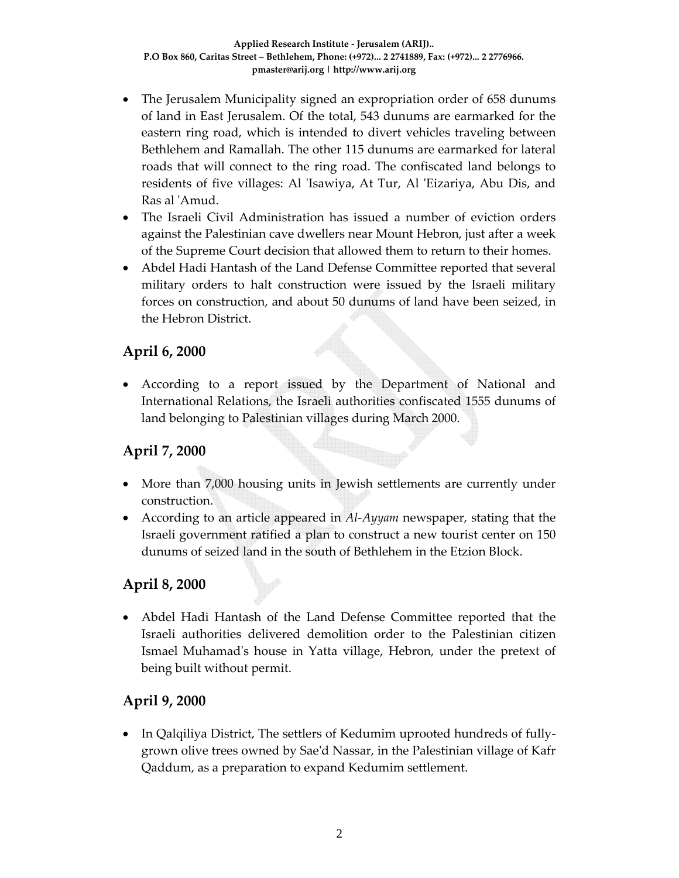- The Jerusalem Municipality signed an expropriation order of 658 dunums of land in East Jerusalem. Of the total, 543 dunums are earmarked for the eastern ring road, which is intended to divert vehicles traveling between Bethlehem and Ramallah. The other 115 dunums are earmarked for lateral roads that will connect to the ring road. The confiscated land belongs to residents of five villages: Al 'Isawiya, At Tur, Al 'Eizariya, Abu Dis, and Ras al 'Amud.
- The Israeli Civil Administration has issued a number of eviction orders against the Palestinian cave dwellers near Mount Hebron, just after a week of the Supreme Court decision that allowed them to return to their homes.
- Abdel Hadi Hantash of the Land Defense Committee reported that several military orders to halt construction were issued by the Israeli military forces on construction, and about 50 dunums of land have been seized, in the Hebron District.

## April 6, 2000

- According to a report issued by the Department of National and International Relations, the Israeli authorities confiscated 1555 dunums of land belonging to Palestinian villages during March 2000.

## April 7, 2000

- More than 7,000 housing units in Jewish settlements are currently under construction.
- According to an article appeared in *Al-Ayyam* newspaper, stating that the Israeli government ratified a plan to construct a new tourist center on 150 dunums of seized land in the south of Bethlehem in the Etzion Block.

## April 8, 2000

- Abdel Hadi Hantash of the Land Defense Committee reported that the Israeli authorities delivered demolition order to the Palestinian citizen Ismael Muhamad's house in Yatta village, Hebron, under the pretext of being built without permit.

## April 9, 2000

- In Qalqiliya District, The settlers of Kedumim uprooted hundreds of fully-grown olive trees owned by Sae'd Nassar, in the Palestinian village of Kafr Qaddum, as a preparation to expand Kedumim settlement.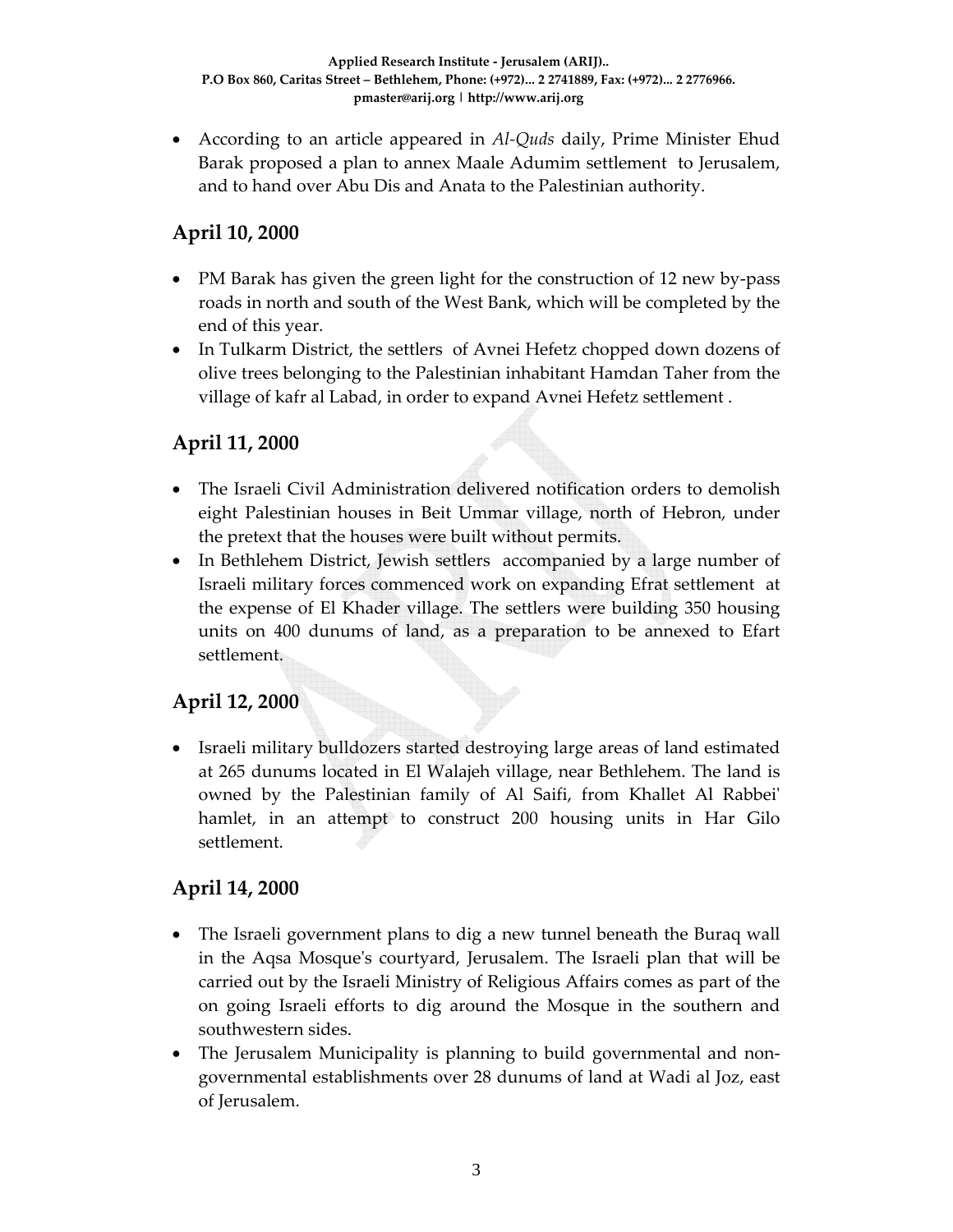- According to an article appeared in *Al-Quds* daily, Prime Minister Ehud Barak proposed a plan to annex Maale Adumim settlement to Jerusalem, and to hand over Abu Dis and Anata to the Palestinian authority.

## April 10, 2000

- PM Barak has given the green light for the construction of 12 new by-pass roads in north and south of the West Bank, which will be completed by the end of this year.
- In Tulkarm District, the settlers of Avnei Hefetz chopped down dozens of olive trees belonging to the Palestinian inhabitant Hamdan Taher from the village of kafr al Labad, in order to expand Avnei Hefetz settlement .

## April 11, 2000

- The Israeli Civil Administration delivered notification orders to demolish eight Palestinian houses in Beit Ummar village, north of Hebron, under the pretext that the houses were built without permits.
- In Bethlehem District, Jewish settlers accompanied by a large number of Israeli military forces commenced work on expanding Efrat settlement at the expense of El Khader village. The settlers were building 350 housing units on 400 dunums of land, as a preparation to be annexed to Efart settlement.

## April 12, 2000

- Israeli military bulldozers started destroying large areas of land estimated at 265 dunums located in El Walajeh village, near Bethlehem. The land is owned by the Palestinian family of Al Saifi, from Khallet Al Rabbei' hamlet, in an attempt to construct 200 housing units in Har Gilo settlement.

## April 14, 2000

- The Israeli government plans to dig a new tunnel beneath the Buraq wall in the Aqsa Mosque's courtyard, Jerusalem. The Israeli plan that will be carried out by the Israeli Ministry of Religious Affairs comes as part of the on going Israeli efforts to dig around the Mosque in the southern and southwestern sides.
- The Jerusalem Municipality is planning to build governmental and non-governmental establishments over 28 dunums of land at Wadi al Joz, east of Jerusalem.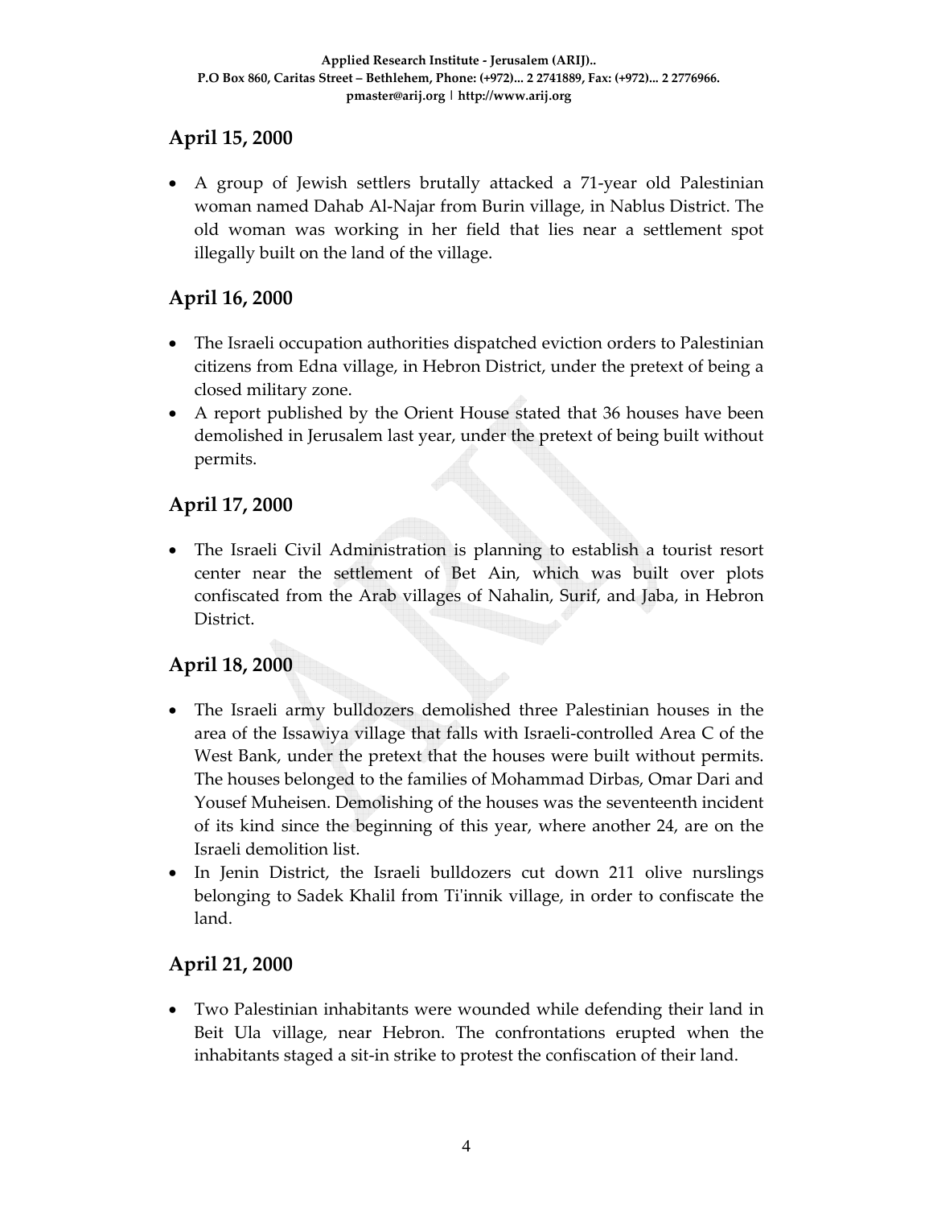## April 15, 2000

- A group of Jewish settlers brutally attacked a 71-year old Palestinian woman named Dahab Al-Najar from Burin village, in Nablus District. The old woman was working in her field that lies near a settlement spot illegally built on the land of the village.

## April 16, 2000

- The Israeli occupation authorities dispatched eviction orders to Palestinian citizens from Edna village, in Hebron District, under the pretext of being a closed military zone.
- A report published by the Orient House stated that 36 houses have been demolished in Jerusalem last year, under the pretext of being built without permits.

## April 17, 2000

- The Israeli Civil Administration is planning to establish a tourist resort center near the settlement of Bet Ain, which was built over plots confiscated from the Arab villages of Nahalin, Surif, and Jaba, in Hebron District.

## April 18, 2000

- The Israeli army bulldozers demolished three Palestinian houses in the area of the Issawiya village that falls with Israeli-controlled Area C of the West Bank, under the pretext that the houses were built without permits. The houses belonged to the families of Mohammad Dirbas, Omar Dari and Yousef Muheisen. Demolishing of the houses was the seventeenth incident of its kind since the beginning of this year, where another 24, are on the Israeli demolition list.
- In Jenin District, the Israeli bulldozers cut down 211 olive nurslings belonging to Sadek Khalil from Ti'innik village, in order to confiscate the land.

## April 21, 2000

- Two Palestinian inhabitants were wounded while defending their land in Beit Ula village, near Hebron. The confrontations erupted when the inhabitants staged a sit-in strike to protest the confiscation of their land.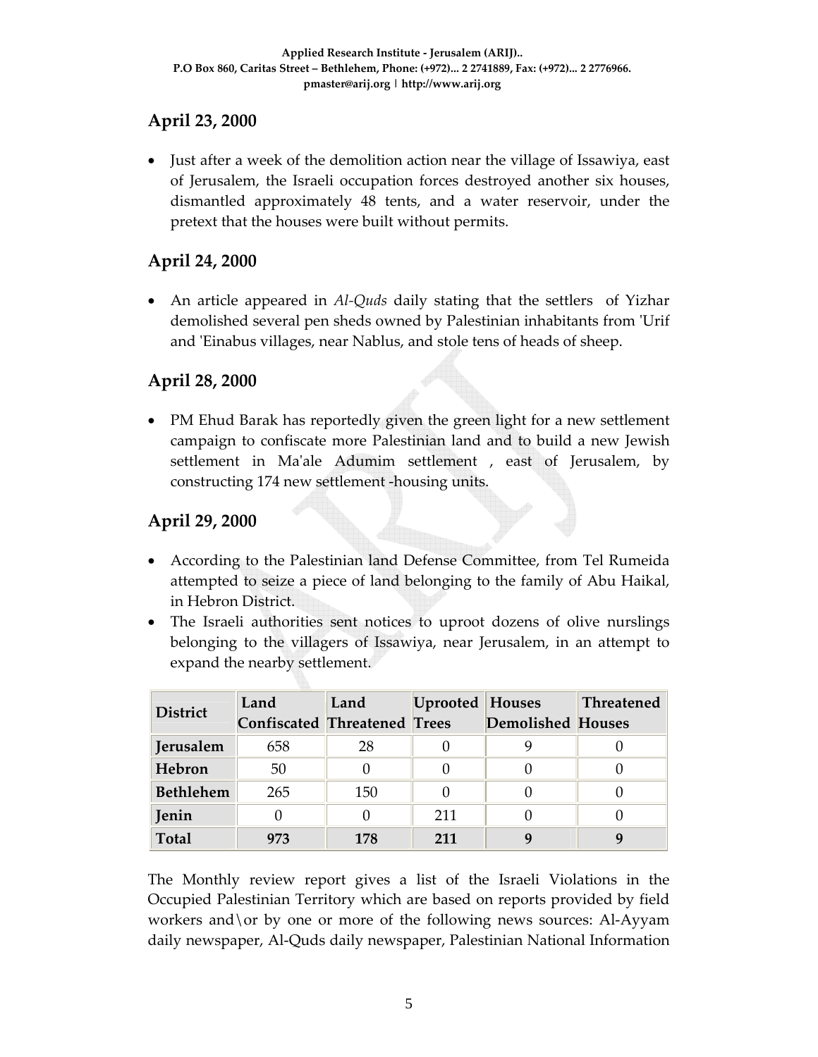## April 23, 2000

- Just after a week of the demolition action near the village of Issawiya, east of Jerusalem, the Israeli occupation forces destroyed another six houses, dismantled approximately 48 tents, and a water reservoir, under the pretext that the houses were built without permits.

## April 24, 2000

- An article appeared in *Al-Quds* daily stating that the settlers of Yizhar demolished several pen sheds owned by Palestinian inhabitants from 'Urif and 'Einabus villages, near Nablus, and stole tens of heads of sheep.

## April 28, 2000

- PM Ehud Barak has reportedly given the green light for a new settlement campaign to confiscate more Palestinian land and to build a new Jewish settlement in Ma'ale Adumim settlement , east of Jerusalem, by constructing 174 new settlement -housing units.

## April 29, 2000

- According to the Palestinian land Defense Committee, from Tel Rumeida attempted to seize a piece of land belonging to the family of Abu Haikal, in Hebron District.
- The Israeli authorities sent notices to uproot dozens of olive nurslings belonging to the villagers of Issawiya, near Jerusalem, in an attempt to expand the nearby settlement.

| District | Land Confiscated | Land Threatened | Uprooted Trees | Houses Demolished | Threatened Houses |
|---|---|---|---|---|---|
| **Jerusalem** | 658 | 28 | 0 | 9 | 0 |
| **Hebron** | 50 | 0 | 0 | 0 | 0 |
| **Bethlehem** | 265 | 150 | 0 | 0 | 0 |
| **Jenin** | 0 | 0 | 211 | 0 | 0 |
| **Total** | **973** | **178** | **211** | **9** | **9** |

The Monthly review report gives a list of the Israeli Violations in the Occupied Palestinian Territory which are based on reports provided by field workers and\or by one or more of the following news sources: Al-Ayyam daily newspaper, Al-Quds daily newspaper, Palestinian National Information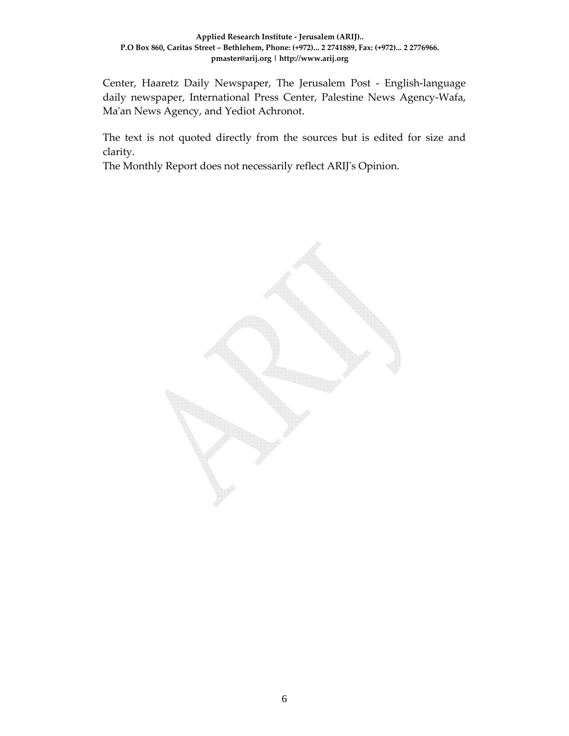Center, Haaretz Daily Newspaper, The Jerusalem Post - English-language daily newspaper, International Press Center, Palestine News Agency-Wafa, Ma'an News Agency, and Yediot Achronot.

The text is not quoted directly from the sources but is edited for size and clarity.

The Monthly Report does not necessarily reflect ARIJ's Opinion.